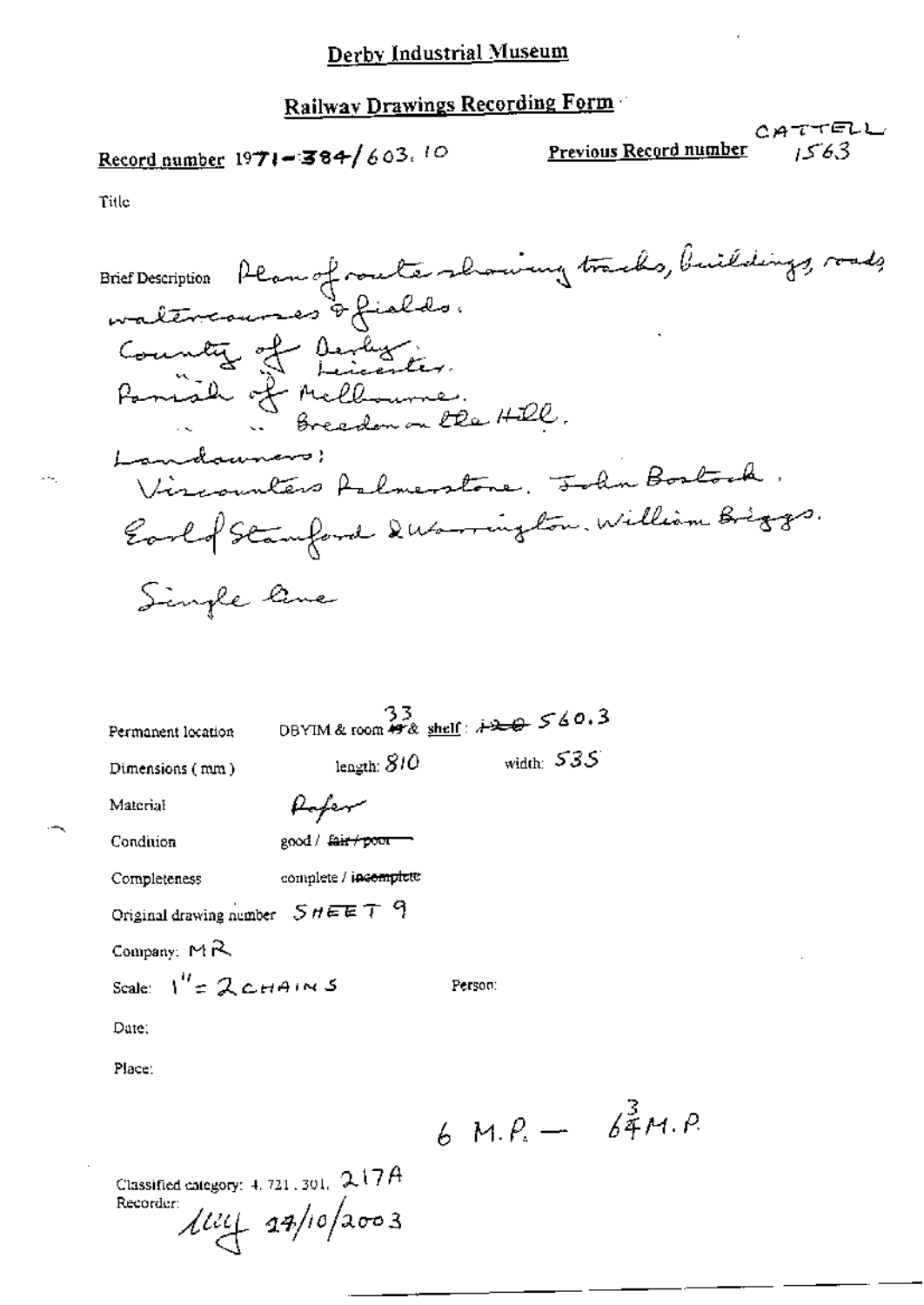# Derby Industrial Museum

## Railway Drawings Recording Form

Record number 1971-384/603.10

Previous Record number CATTELL 1563

Title

Brief Description Plan of route showing tracks, buildings, roads, watercourses & fields.
County of Derby.
" " Leicester.
Parish of Melbourne.
" " Breedon on the Hill.
Landowners:
Viscountess Palmerstone. John Bostock.
Earl of Stamford & Warrington. William Briggs.
Single line

Permanent location DBYIM & room ~~49~~ 33 & shelf: ~~120~~ 560.3

Dimensions (mm) length: 810 width: 535

Material Paper

Condition good / ~~fair / poor~~

Completeness complete / ~~incomplete~~

Original drawing number SHEET 9

Company: MR

Scale: 1" = 2 CHAINS

Person:

Date:

Place:

6 M.P. — $6\frac{3}{4}$ M.P.

Classified category: 4.721.301. 217A

Recorder: 27/10/2003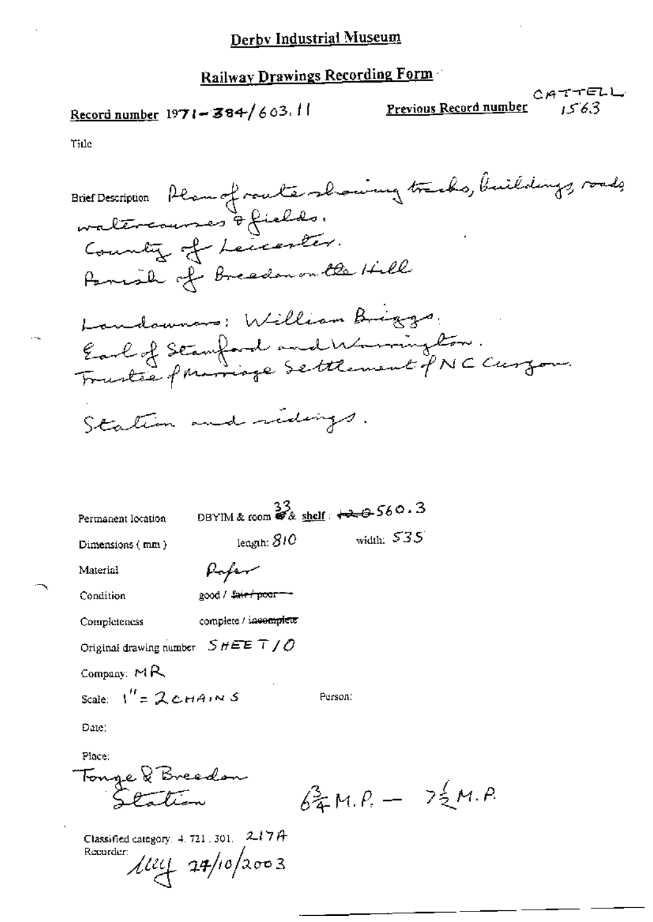# Derby Industrial Museum

## Railway Drawings Recording Form

**Record number** 1971-384/603.11

**Previous Record number** CATTELL 1563

Title

**Brief Description** Plan of route showing tracks, buildings, roads watercourses & fields.
County of Leicester.
Parish of Breedon on the Hill

Landowners: William Briggs.
Earl of Stamford and Warrington.
Trustee of Marriage Settlement of N C Curzon.

Station and sidings.

Permanent location: DBYIM & room 33 & shelf: ~~12.0~~ 560.3

Dimensions (mm): length: 810 width: 535

Material: Paper

Condition: good / ~~fair / poor~~

Completeness: complete / ~~incomplete~~

Original drawing number: SHEET /O

Company: MR

Scale: 1" = 2 CHAINS

Person:

Date:

Place:
Tonge & Breedon Station $6\frac{3}{4}$ M.P. — $7\frac{1}{2}$ M.P.

Classified category: 4. 721. 301. 217A

Recorder: MEJ 27/10/2003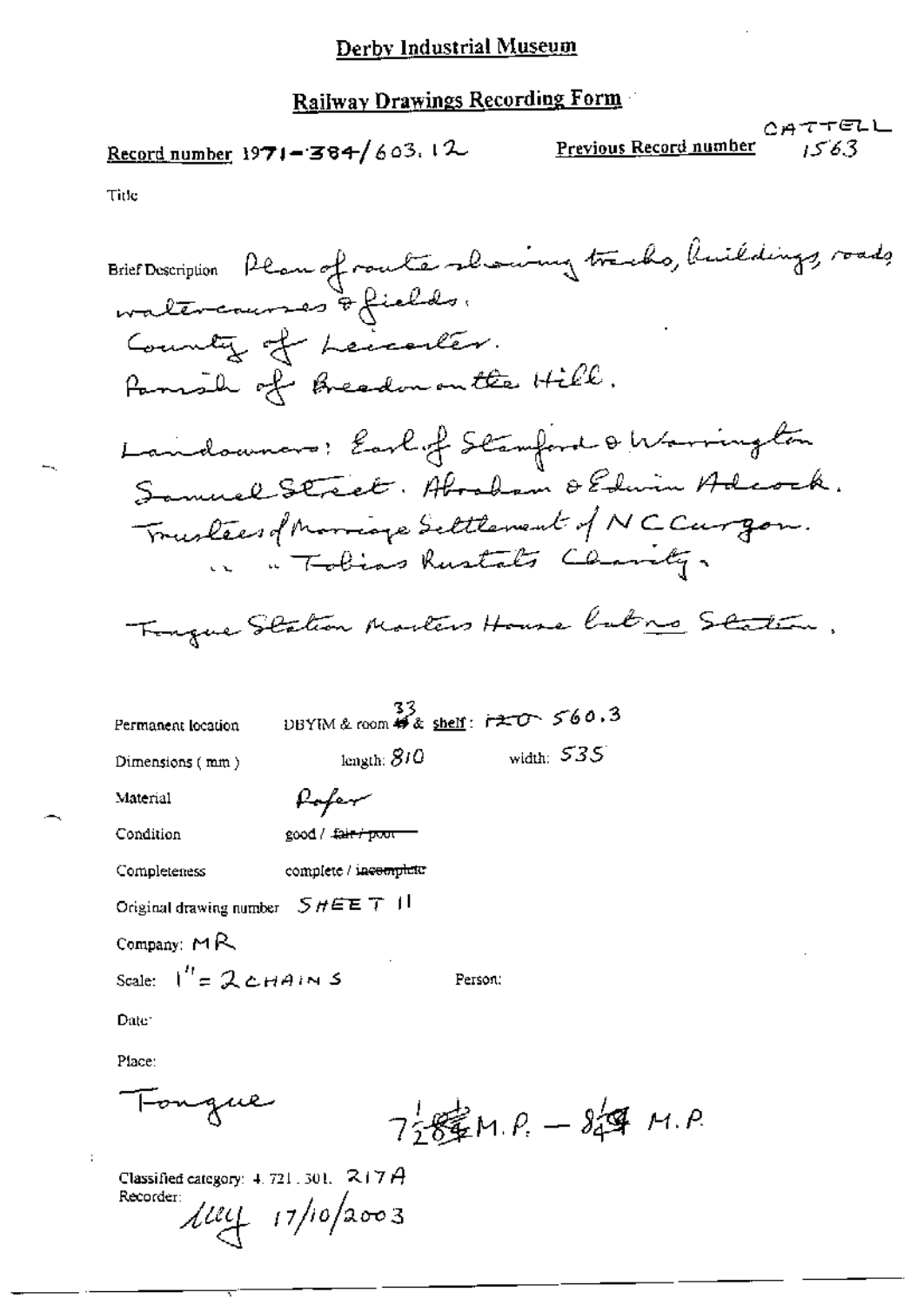# Derby Industrial Museum

## Railway Drawings Recording Form

**Record number** 1971-384/603.12 **Previous Record number** CATTELL 1563

Title

Brief Description Plan of route showing tracks, buildings, roads watercourses & fields.
County of Leicester.
Parish of Breedon on the Hill.

Landowners: Earl of Stamford & Warrington
Samuel Street. Abraham & Edwin Adcock.
Trustees of Marriage Settlement of N C Curzon.
" " Tobias Rustats Charity.

Tongue Station Masters House but no Station.

Permanent location DBYIM & room ~~49~~ 33 & shelf: ~~120~~ 560.3

Dimensions (mm) length: 810 width: 535

Material Paper

Condition good / ~~fair / poor~~

Completeness complete / ~~incomplete~~

Original drawing number SHEET 11

Company: MR

Scale: 1" = 2 CHAINS Person:

Date:

Place:

Tongue $7\frac{1}{2}$ ~~$8\frac{1}{4}$~~ M.P. – $8\frac{1}{4}$ M.P.

Classified category: 4.721.301. 217A
Recorder: лиц 17/10/2003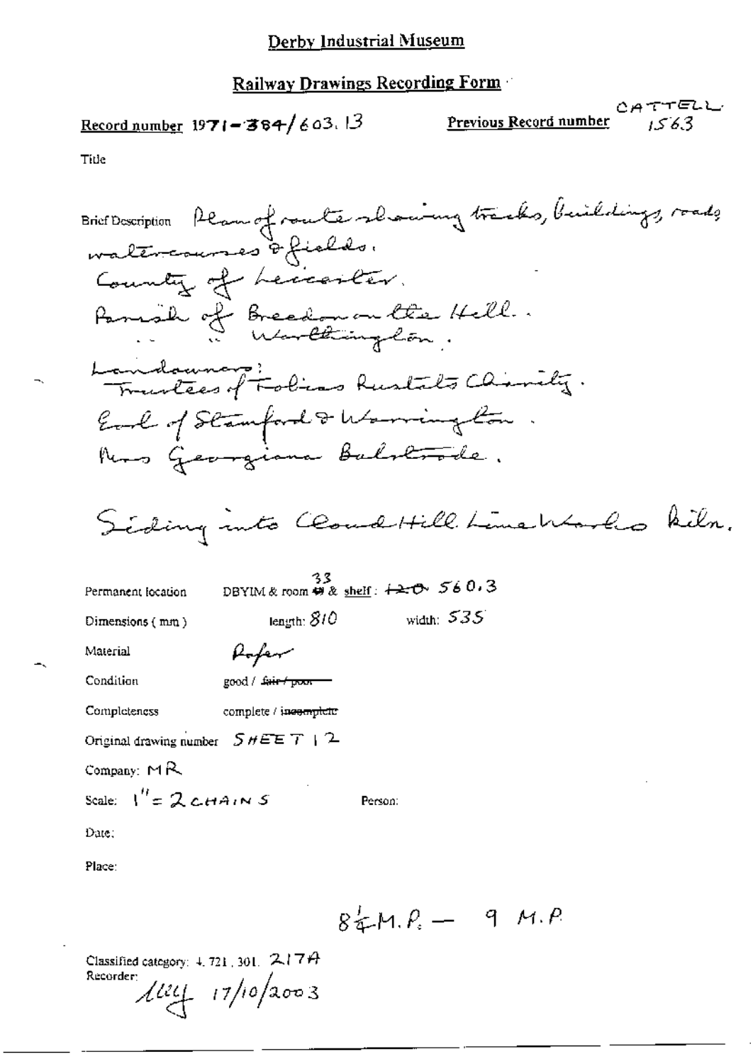Derby Industrial Museum

Railway Drawings Recording Form

Record number 1971-384/603.13

Previous Record number CATTELL 1563

Title

Brief Description Plan of route showing tracks, buildings, roads, watercourses & fields.
County of Leicester.
Parish of Breedon on the Hill.
" " Worthington.
Landowners:
Trustees of Tobias Rustats Charity.
Earl of Stamford & Warrington.
Mrs Georgiana Bulstrode.

Siding into Cloud Hill Lime Works Kiln.

Permanent location DBYIM & room ~~49~~ 33 & shelf: ~~120~~ 560.3

Dimensions (mm) length: 810 width: 535

Material Paper

Condition good / ~~fair / poor~~

Completeness complete / ~~incomplete~~

Original drawing number SHEET 12

Company: MR

Scale: 1" = 2 CHAINS

Person:

Date:

Place:

$8\frac{1}{4}$ M.P. — 9 M.P.

Classified category: 4.721.301. 217A

Recorder: 17/10/2003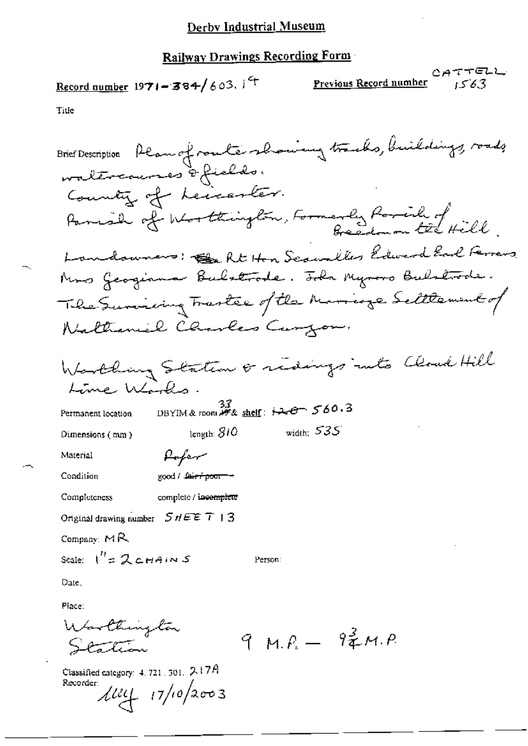# Derby Industrial Museum

## Railway Drawings Recording Form

**Record number** 1971-384/603, 14

**Previous Record number** CATTELL 1563

Title

Brief Description Plan of route showing tracks, buildings, roads watercourses & fields.
County of Leicester.
Parish of Worthington, formerly Parish of Breedon on the Hill.

Landowners: ~~The~~ Rt Hon Sewallis Edward Earl Ferrers. Mrs Georgiana Bulstrode. John Myers Bulstrode. The Surviving Trustee of the Marriage Settlement of Nathaniel Charles Curzon.

Worthing Station & sidings into Cloud Hill Lime Works.

Permanent location DBYIM & room ~~49~~ 33 & shelf: ~~120~~ 560.3

Dimensions (mm) length: 810 width: 535

Material Paper

Condition good / ~~fair / poor~~

Completeness complete / ~~incomplete~~

Original drawing number SHEET 13

Company: MR

Scale: 1" = 2 CHAINS Person:

Date.

Place:
Worthington Station $9$ M.P. — $9\frac{3}{4}$ M.P.

Classified category: 4. 721. 301. 217A

Recorder: lley 17/10/2003